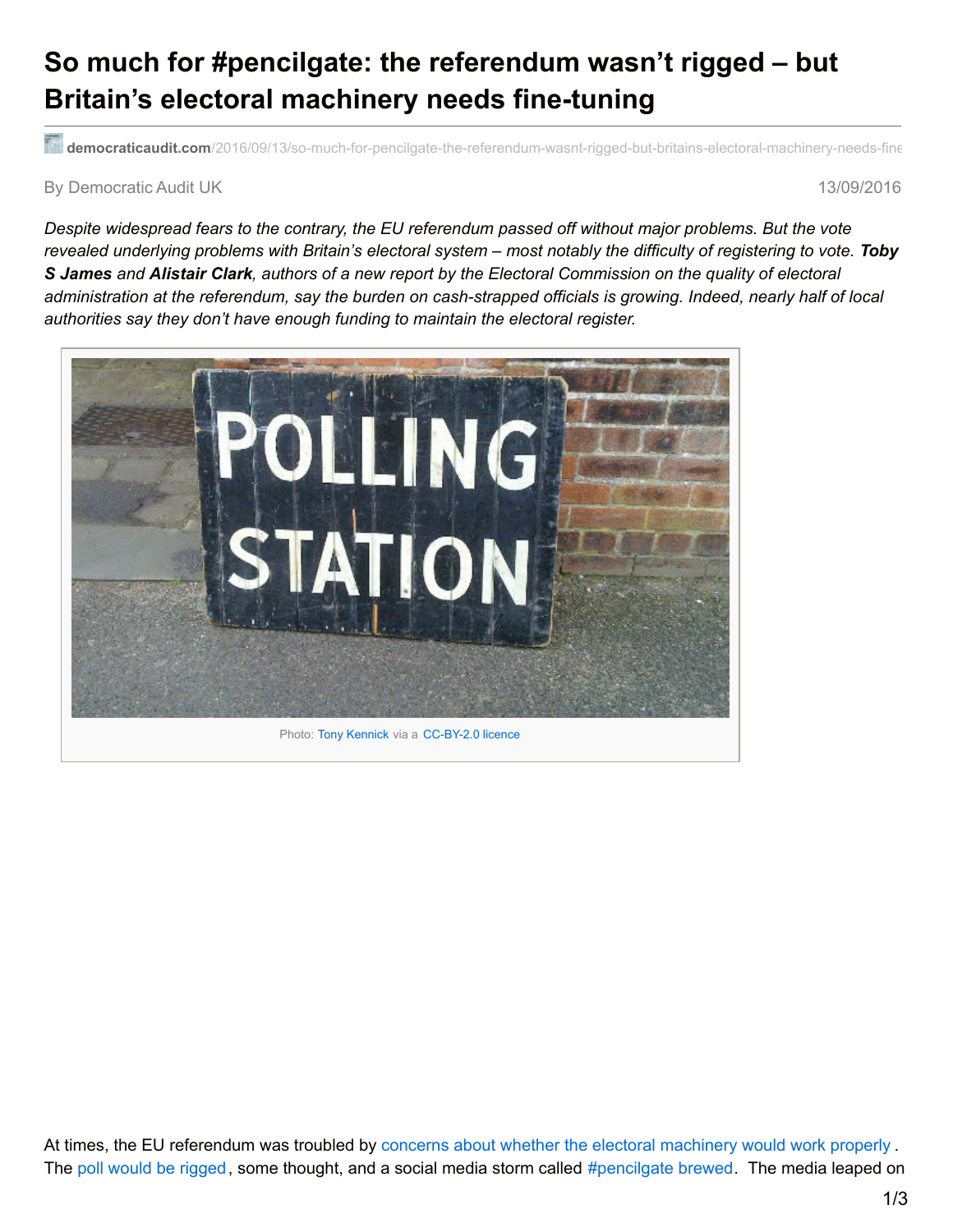# So much for #pencilgate: the referendum wasn't rigged – but Britain's electoral machinery needs fine-tuning

**democraticaudit.com**/2016/09/13/so-much-for-pencilgate-the-referendum-wasnt-rigged-but-britains-electoral-machinery-needs-fine

By Democratic Audit UK 13/09/2016

*Despite widespread fears to the contrary, the EU referendum passed off without major problems. But the vote revealed underlying problems with Britain's electoral system – most notably the difficulty of registering to vote.* ***Toby S James*** *and* ***Alistair Clark****, authors of a new report by the Electoral Commission on the quality of electoral administration at the referendum, say the burden on cash-strapped officials is growing. Indeed, nearly half of local authorities say they don't have enough funding to maintain the electoral register.*

Photo: Tony Kennick via a CC-BY-2.0 licence

At times, the EU referendum was troubled by concerns about whether the electoral machinery would work properly. The poll would be rigged, some thought, and a social media storm called #pencilgate brewed. The media leaped on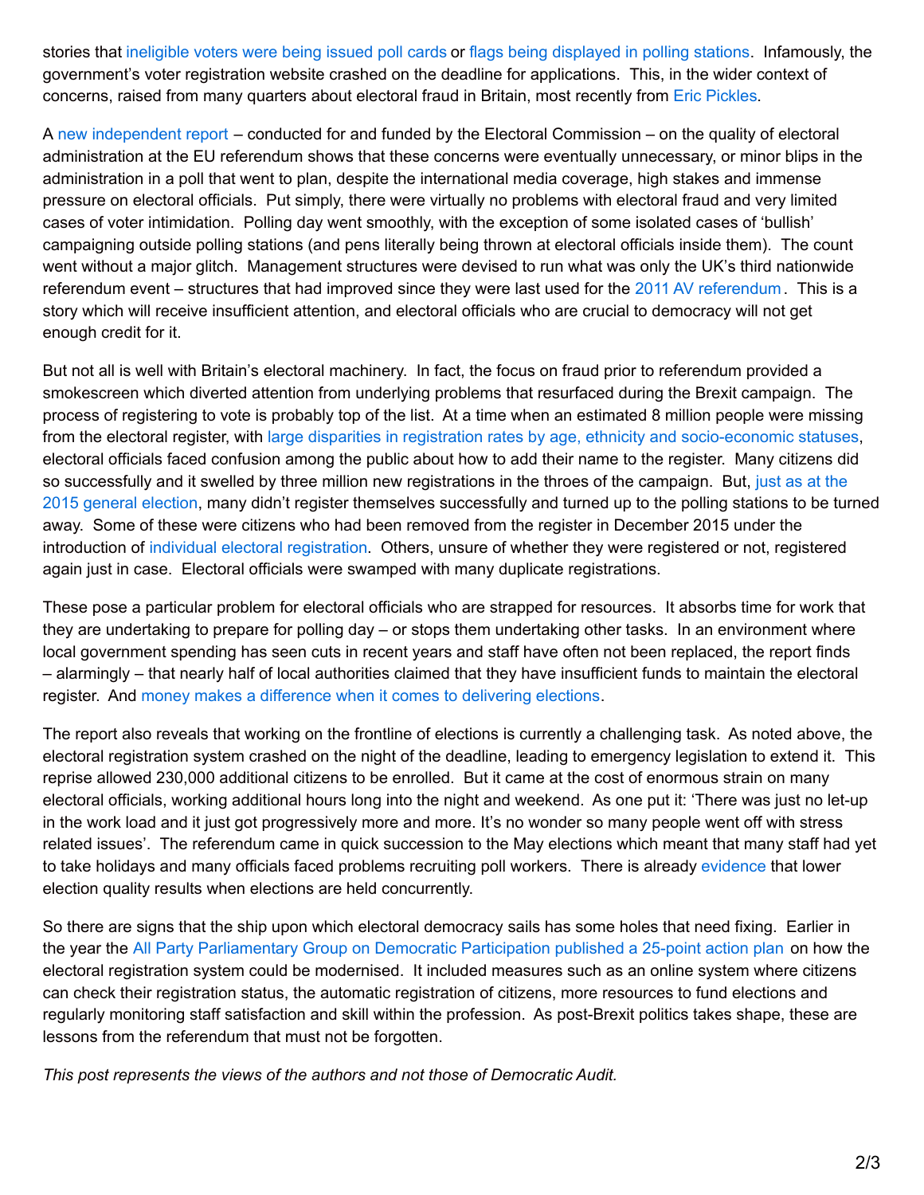stories that ineligible voters were being issued poll cards or flags being displayed in polling stations. Infamously, the government's voter registration website crashed on the deadline for applications. This, in the wider context of concerns, raised from many quarters about electoral fraud in Britain, most recently from Eric Pickles.

A new independent report – conducted for and funded by the Electoral Commission – on the quality of electoral administration at the EU referendum shows that these concerns were eventually unnecessary, or minor blips in the administration in a poll that went to plan, despite the international media coverage, high stakes and immense pressure on electoral officials. Put simply, there were virtually no problems with electoral fraud and very limited cases of voter intimidation. Polling day went smoothly, with the exception of some isolated cases of 'bullish' campaigning outside polling stations (and pens literally being thrown at electoral officials inside them). The count went without a major glitch. Management structures were devised to run what was only the UK's third nationwide referendum event – structures that had improved since they were last used for the 2011 AV referendum. This is a story which will receive insufficient attention, and electoral officials who are crucial to democracy will not get enough credit for it.

But not all is well with Britain's electoral machinery. In fact, the focus on fraud prior to referendum provided a smokescreen which diverted attention from underlying problems that resurfaced during the Brexit campaign. The process of registering to vote is probably top of the list. At a time when an estimated 8 million people were missing from the electoral register, with large disparities in registration rates by age, ethnicity and socio-economic statuses, electoral officials faced confusion among the public about how to add their name to the register. Many citizens did so successfully and it swelled by three million new registrations in the throes of the campaign. But, just as at the 2015 general election, many didn't register themselves successfully and turned up to the polling stations to be turned away. Some of these were citizens who had been removed from the register in December 2015 under the introduction of individual electoral registration. Others, unsure of whether they were registered or not, registered again just in case. Electoral officials were swamped with many duplicate registrations.

These pose a particular problem for electoral officials who are strapped for resources. It absorbs time for work that they are undertaking to prepare for polling day – or stops them undertaking other tasks. In an environment where local government spending has seen cuts in recent years and staff have often not been replaced, the report finds – alarmingly – that nearly half of local authorities claimed that they have insufficient funds to maintain the electoral register. And money makes a difference when it comes to delivering elections.

The report also reveals that working on the frontline of elections is currently a challenging task. As noted above, the electoral registration system crashed on the night of the deadline, leading to emergency legislation to extend it. This reprise allowed 230,000 additional citizens to be enrolled. But it came at the cost of enormous strain on many electoral officials, working additional hours long into the night and weekend. As one put it: 'There was just no let-up in the work load and it just got progressively more and more. It's no wonder so many people went off with stress related issues'. The referendum came in quick succession to the May elections which meant that many staff had yet to take holidays and many officials faced problems recruiting poll workers. There is already evidence that lower election quality results when elections are held concurrently.

So there are signs that the ship upon which electoral democracy sails has some holes that need fixing. Earlier in the year the All Party Parliamentary Group on Democratic Participation published a 25-point action plan on how the electoral registration system could be modernised. It included measures such as an online system where citizens can check their registration status, the automatic registration of citizens, more resources to fund elections and regularly monitoring staff satisfaction and skill within the profession. As post-Brexit politics takes shape, these are lessons from the referendum that must not be forgotten.

*This post represents the views of the authors and not those of Democratic Audit.*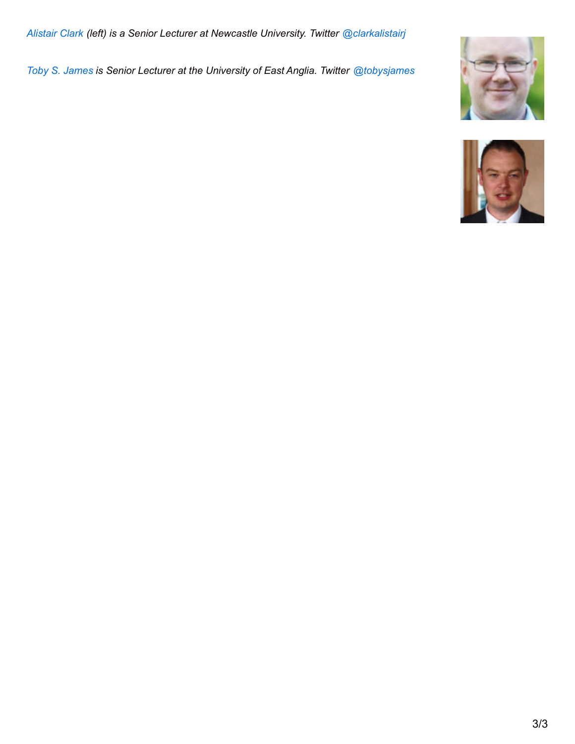*Alistair Clark (left) is a Senior Lecturer at Newcastle University. Twitter @clarkalistairj*

*Toby S. James is Senior Lecturer at the University of East Anglia. Twitter @tobysjames*